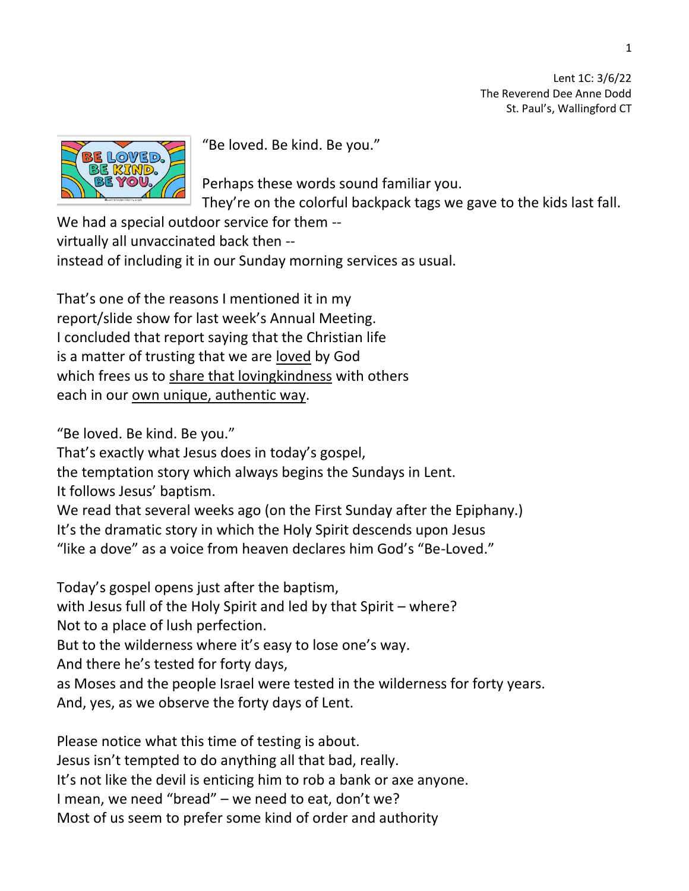Lent 1C: 3/6/22
The Reverend Dee Anne Dodd
St. Paul's, Wallingford CT

"Be loved. Be kind. Be you."

Perhaps these words sound familiar you.
They're on the colorful backpack tags we gave to the kids last fall.
We had a special outdoor service for them --
virtually all unvaccinated back then --
instead of including it in our Sunday morning services as usual.

That's one of the reasons I mentioned it in my
report/slide show for last week's Annual Meeting.
I concluded that report saying that the Christian life
is a matter of trusting that we are <u>loved</u> by God
which frees us to <u>share that lovingkindness</u> with others
each in our <u>own unique, authentic way</u>.

"Be loved. Be kind. Be you."
That's exactly what Jesus does in today's gospel,
the temptation story which always begins the Sundays in Lent.
It follows Jesus' baptism.
We read that several weeks ago (on the First Sunday after the Epiphany.)
It's the dramatic story in which the Holy Spirit descends upon Jesus
"like a dove" as a voice from heaven declares him God's "Be-Loved."

Today's gospel opens just after the baptism,
with Jesus full of the Holy Spirit and led by that Spirit – where?
Not to a place of lush perfection.
But to the wilderness where it's easy to lose one's way.
And there he's tested for forty days,
as Moses and the people Israel were tested in the wilderness for forty years.
And, yes, as we observe the forty days of Lent.

Please notice what this time of testing is about.
Jesus isn't tempted to do anything all that bad, really.
It's not like the devil is enticing him to rob a bank or axe anyone.
I mean, we need "bread" – we need to eat, don't we?
Most of us seem to prefer some kind of order and authority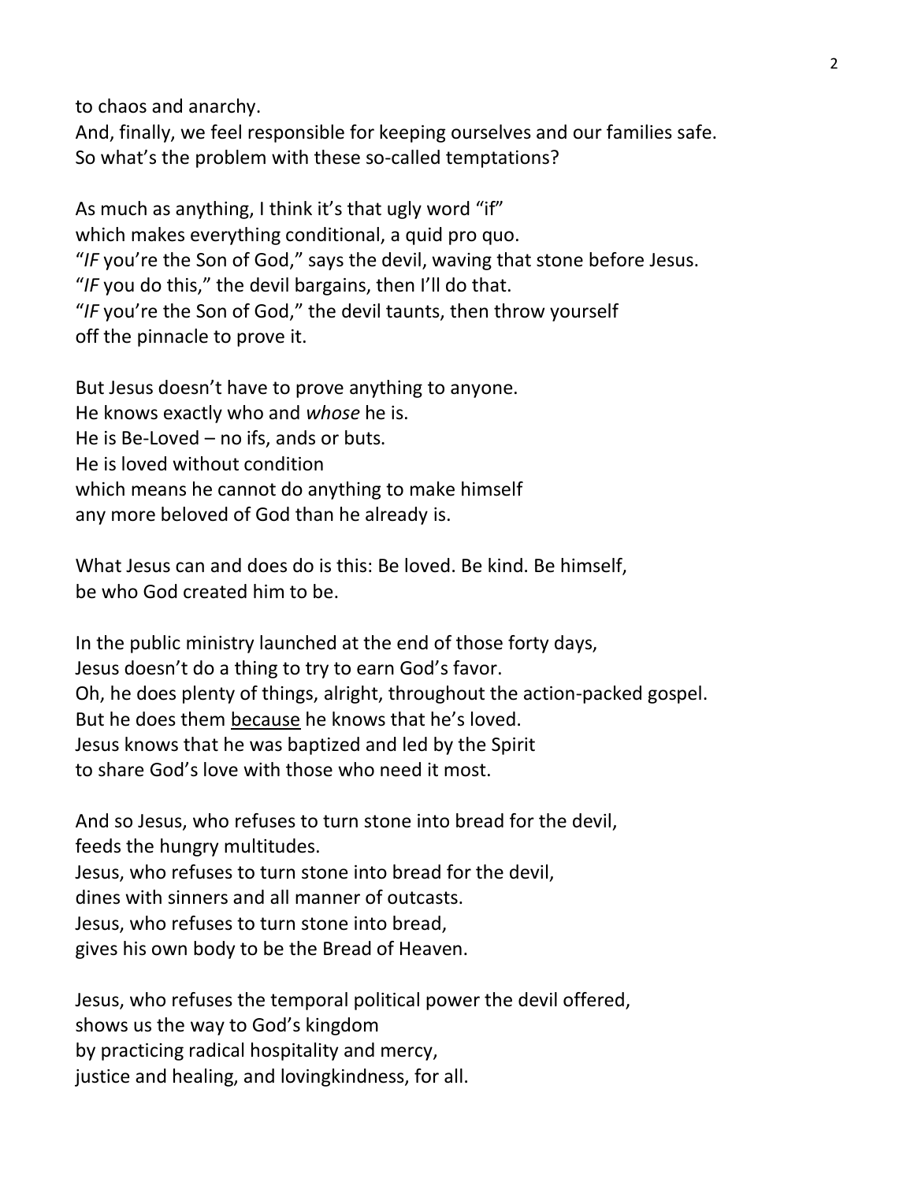to chaos and anarchy.
And, finally, we feel responsible for keeping ourselves and our families safe.
So what's the problem with these so-called temptations?

As much as anything, I think it's that ugly word "if"
which makes everything conditional, a quid pro quo.
"*IF* you're the Son of God," says the devil, waving that stone before Jesus.
"*IF* you do this," the devil bargains, then I'll do that.
"*IF* you're the Son of God," the devil taunts, then throw yourself
off the pinnacle to prove it.

But Jesus doesn't have to prove anything to anyone.
He knows exactly who and *whose* he is.
He is Be-Loved – no ifs, ands or buts.
He is loved without condition
which means he cannot do anything to make himself
any more beloved of God than he already is.

What Jesus can and does do is this: Be loved. Be kind. Be himself,
be who God created him to be.

In the public ministry launched at the end of those forty days,
Jesus doesn't do a thing to try to earn God's favor.
Oh, he does plenty of things, alright, throughout the action-packed gospel.
But he does them <u>because</u> he knows that he's loved.
Jesus knows that he was baptized and led by the Spirit
to share God's love with those who need it most.

And so Jesus, who refuses to turn stone into bread for the devil,
feeds the hungry multitudes.
Jesus, who refuses to turn stone into bread for the devil,
dines with sinners and all manner of outcasts.
Jesus, who refuses to turn stone into bread,
gives his own body to be the Bread of Heaven.

Jesus, who refuses the temporal political power the devil offered,
shows us the way to God's kingdom
by practicing radical hospitality and mercy,
justice and healing, and lovingkindness, for all.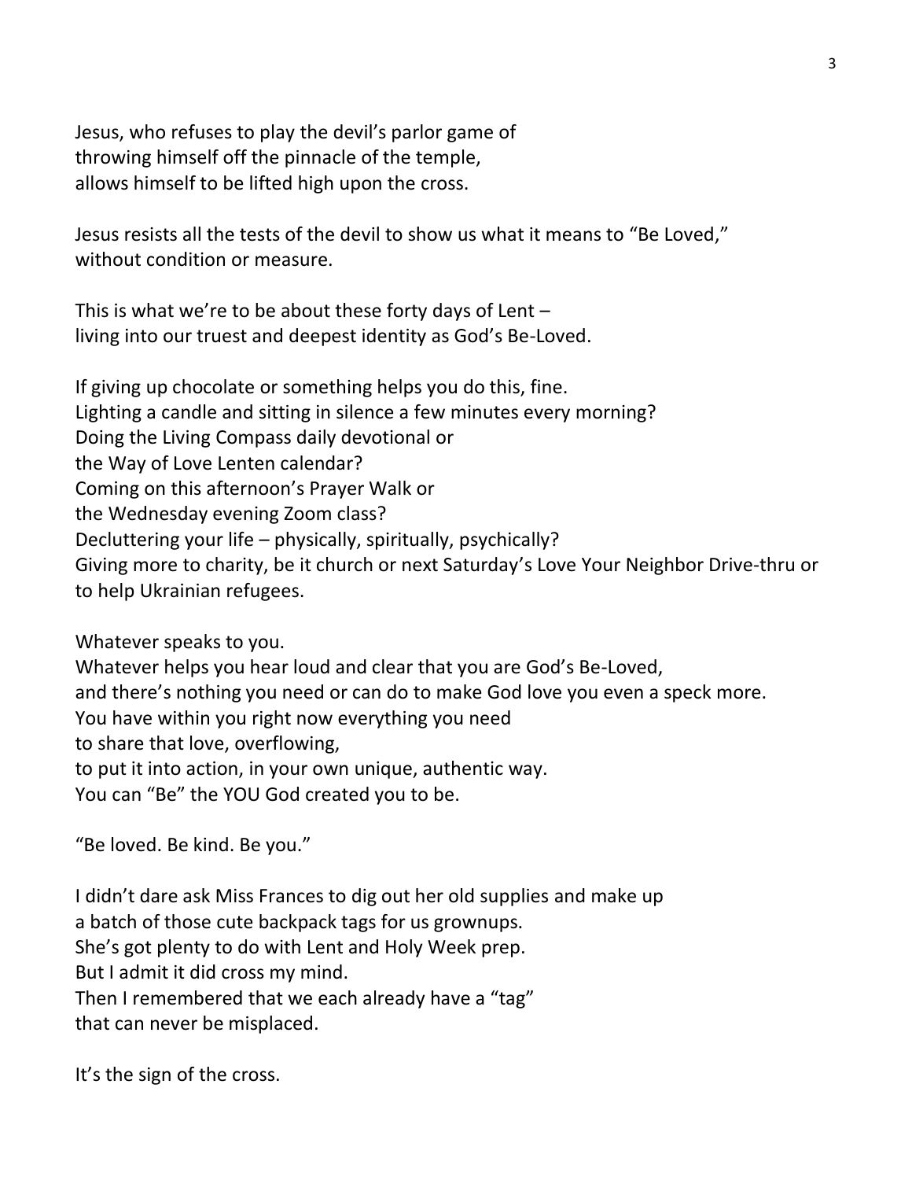Jesus, who refuses to play the devil's parlor game of
throwing himself off the pinnacle of the temple,
allows himself to be lifted high upon the cross.

Jesus resists all the tests of the devil to show us what it means to "Be Loved,"
without condition or measure.

This is what we're to be about these forty days of Lent –
living into our truest and deepest identity as God's Be-Loved.

If giving up chocolate or something helps you do this, fine.
Lighting a candle and sitting in silence a few minutes every morning?
Doing the Living Compass daily devotional or
the Way of Love Lenten calendar?
Coming on this afternoon's Prayer Walk or
the Wednesday evening Zoom class?
Decluttering your life – physically, spiritually, psychically?
Giving more to charity, be it church or next Saturday's Love Your Neighbor Drive-thru or to help Ukrainian refugees.

Whatever speaks to you.
Whatever helps you hear loud and clear that you are God's Be-Loved,
and there's nothing you need or can do to make God love you even a speck more.
You have within you right now everything you need
to share that love, overflowing,
to put it into action, in your own unique, authentic way.
You can "Be" the YOU God created you to be.

"Be loved. Be kind. Be you."

I didn't dare ask Miss Frances to dig out her old supplies and make up
a batch of those cute backpack tags for us grownups.
She's got plenty to do with Lent and Holy Week prep.
But I admit it did cross my mind.
Then I remembered that we each already have a "tag"
that can never be misplaced.

It's the sign of the cross.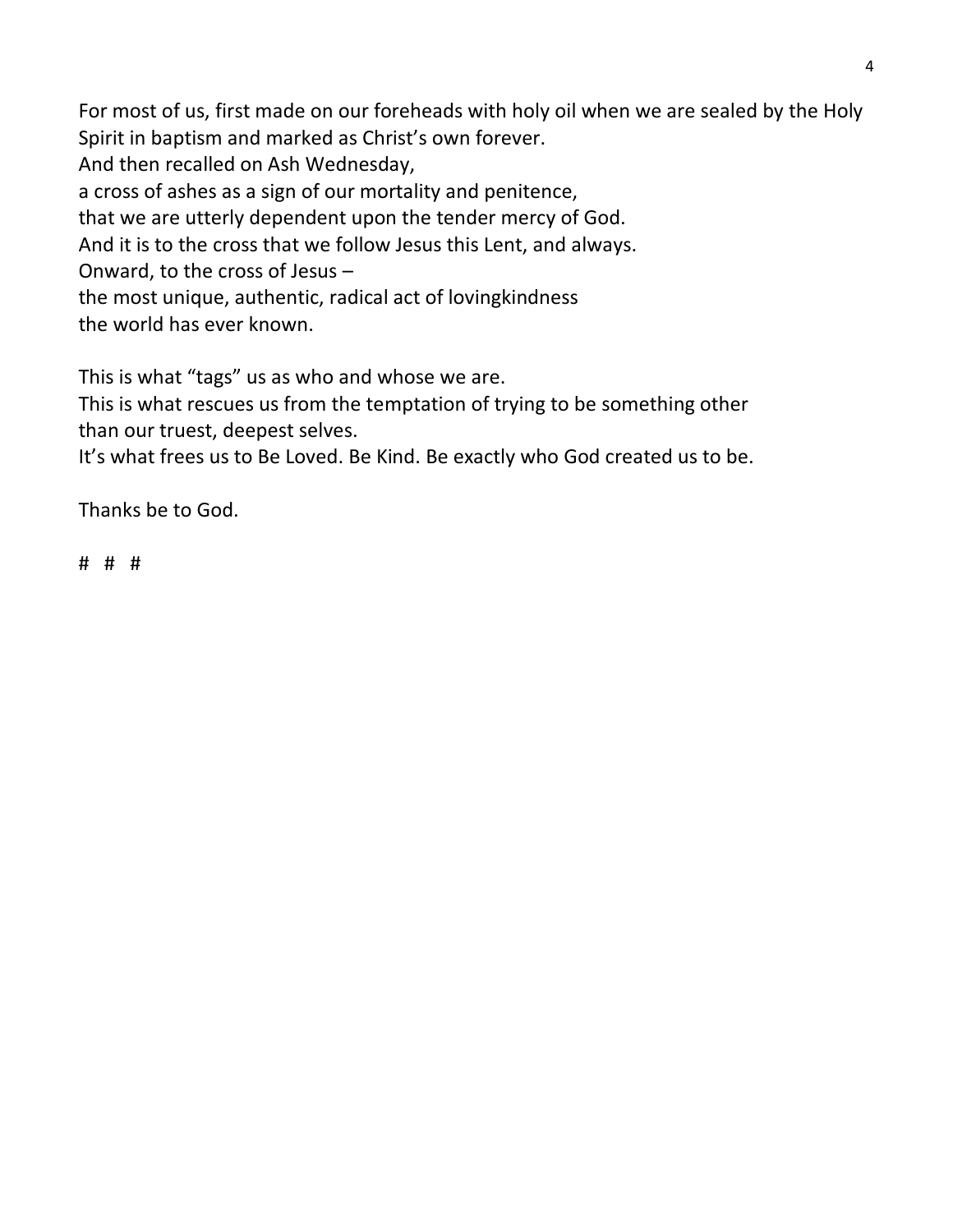For most of us, first made on our foreheads with holy oil when we are sealed by the Holy Spirit in baptism and marked as Christ's own forever.
And then recalled on Ash Wednesday,
a cross of ashes as a sign of our mortality and penitence,
that we are utterly dependent upon the tender mercy of God.
And it is to the cross that we follow Jesus this Lent, and always.
Onward, to the cross of Jesus –
the most unique, authentic, radical act of lovingkindness
the world has ever known.

This is what "tags" us as who and whose we are.
This is what rescues us from the temptation of trying to be something other
than our truest, deepest selves.
It's what frees us to Be Loved. Be Kind. Be exactly who God created us to be.

Thanks be to God.

#   #   #